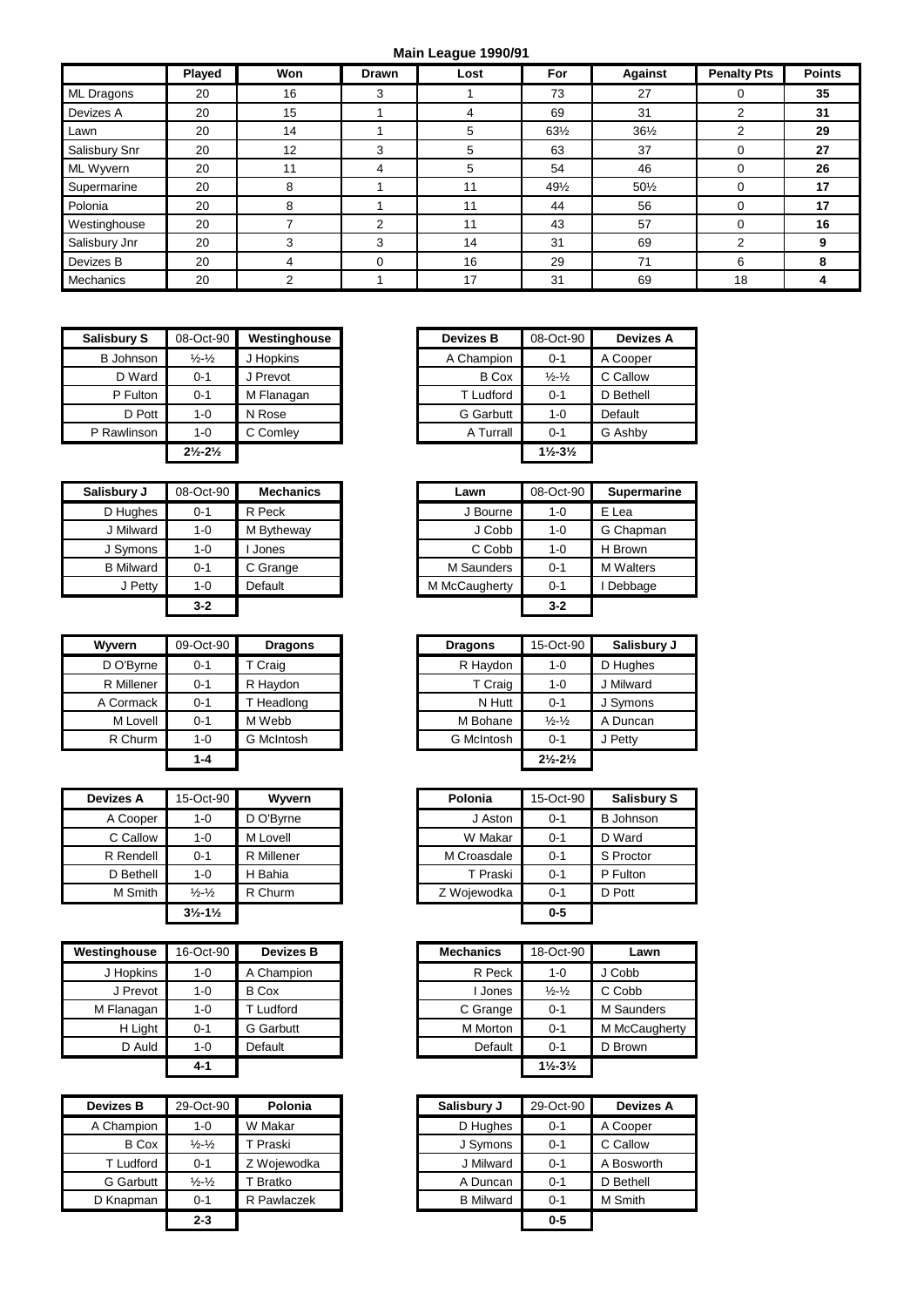## Main League 1990/91

| | Played | Won | Drawn | Lost | For | Against | Penalty Pts | Points |
|---|---|---|---|---|---|---|---|---|
| ML Dragons | 20 | 16 | 3 | 1 | 73 | 27 | 0 | **35** |
| Devizes A | 20 | 15 | 1 | 4 | 69 | 31 | 2 | **31** |
| Lawn | 20 | 14 | 1 | 5 | 63½ | 36½ | 2 | **29** |
| Salisbury Snr | 20 | 12 | 3 | 5 | 63 | 37 | 0 | **27** |
| ML Wyvern | 20 | 11 | 4 | 5 | 54 | 46 | 0 | **26** |
| Supermarine | 20 | 8 | 1 | 11 | 49½ | 50½ | 0 | **17** |
| Polonia | 20 | 8 | 1 | 11 | 44 | 56 | 0 | **17** |
| Westinghouse | 20 | 7 | 2 | 11 | 43 | 57 | 0 | **16** |
| Salisbury Jnr | 20 | 3 | 3 | 14 | 31 | 69 | 2 | **9** |
| Devizes B | 20 | 4 | 0 | 16 | 29 | 71 | 6 | **8** |
| Mechanics | 20 | 2 | 1 | 17 | 31 | 69 | 18 | **4** |

| Salisbury S | 08-Oct-90 | Westinghouse |
|---|---|---|
| B Johnson | ½-½ | J Hopkins |
| D Ward | 0-1 | J Prevot |
| P Fulton | 0-1 | M Flanagan |
| D Pott | 1-0 | N Rose |
| P Rawlinson | 1-0 | C Comley |
| | **2½-2½** | |

| Devizes B | 08-Oct-90 | Devizes A |
|---|---|---|
| A Champion | 0-1 | A Cooper |
| B Cox | ½-½ | C Callow |
| T Ludford | 0-1 | D Bethell |
| G Garbutt | 1-0 | Default |
| A Turrall | 0-1 | G Ashby |
| | **1½-3½** | |

| Salisbury J | 08-Oct-90 | Mechanics |
|---|---|---|
| D Hughes | 0-1 | R Peck |
| J Milward | 1-0 | M Bytheway |
| J Symons | 1-0 | I Jones |
| B Milward | 0-1 | C Grange |
| J Petty | 1-0 | Default |
| | **3-2** | |

| Lawn | 08-Oct-90 | Supermarine |
|---|---|---|
| J Bourne | 1-0 | E Lea |
| J Cobb | 1-0 | G Chapman |
| C Cobb | 1-0 | H Brown |
| M Saunders | 0-1 | M Walters |
| M McCaugherty | 0-1 | I Debbage |
| | **3-2** | |

| Wyvern | 09-Oct-90 | Dragons |
|---|---|---|
| D O'Byrne | 0-1 | T Craig |
| R Millener | 0-1 | R Haydon |
| A Cormack | 0-1 | T Headlong |
| M Lovell | 0-1 | M Webb |
| R Churm | 1-0 | G McIntosh |
| | **1-4** | |

| Dragons | 15-Oct-90 | Salisbury J |
|---|---|---|
| R Haydon | 1-0 | D Hughes |
| T Craig | 1-0 | J Milward |
| N Hutt | 0-1 | J Symons |
| M Bohane | ½-½ | A Duncan |
| G McIntosh | 0-1 | J Petty |
| | **2½-2½** | |

| Devizes A | 15-Oct-90 | Wyvern |
|---|---|---|
| A Cooper | 1-0 | D O'Byrne |
| C Callow | 1-0 | M Lovell |
| R Rendell | 0-1 | R Millener |
| D Bethell | 1-0 | H Bahia |
| M Smith | ½-½ | R Churm |
| | **3½-1½** | |

| Polonia | 15-Oct-90 | Salisbury S |
|---|---|---|
| J Aston | 0-1 | B Johnson |
| W Makar | 0-1 | D Ward |
| M Croasdale | 0-1 | S Proctor |
| T Praski | 0-1 | P Fulton |
| Z Wojewodka | 0-1 | D Pott |
| | **0-5** | |

| Westinghouse | 16-Oct-90 | Devizes B |
|---|---|---|
| J Hopkins | 1-0 | A Champion |
| J Prevot | 1-0 | B Cox |
| M Flanagan | 1-0 | T Ludford |
| H Light | 0-1 | G Garbutt |
| D Auld | 1-0 | Default |
| | **4-1** | |

| Mechanics | 18-Oct-90 | Lawn |
|---|---|---|
| R Peck | 1-0 | J Cobb |
| I Jones | ½-½ | C Cobb |
| C Grange | 0-1 | M Saunders |
| M Morton | 0-1 | M McCaugherty |
| Default | 0-1 | D Brown |
| | **1½-3½** | |

| Devizes B | 29-Oct-90 | Polonia |
|---|---|---|
| A Champion | 1-0 | W Makar |
| B Cox | ½-½ | T Praski |
| T Ludford | 0-1 | Z Wojewodka |
| G Garbutt | ½-½ | T Bratko |
| D Knapman | 0-1 | R Pawlaczek |
| | **2-3** | |

| Salisbury J | 29-Oct-90 | Devizes A |
|---|---|---|
| D Hughes | 0-1 | A Cooper |
| J Symons | 0-1 | C Callow |
| J Milward | 0-1 | A Bosworth |
| A Duncan | 0-1 | D Bethell |
| B Milward | 0-1 | M Smith |
| | **0-5** | |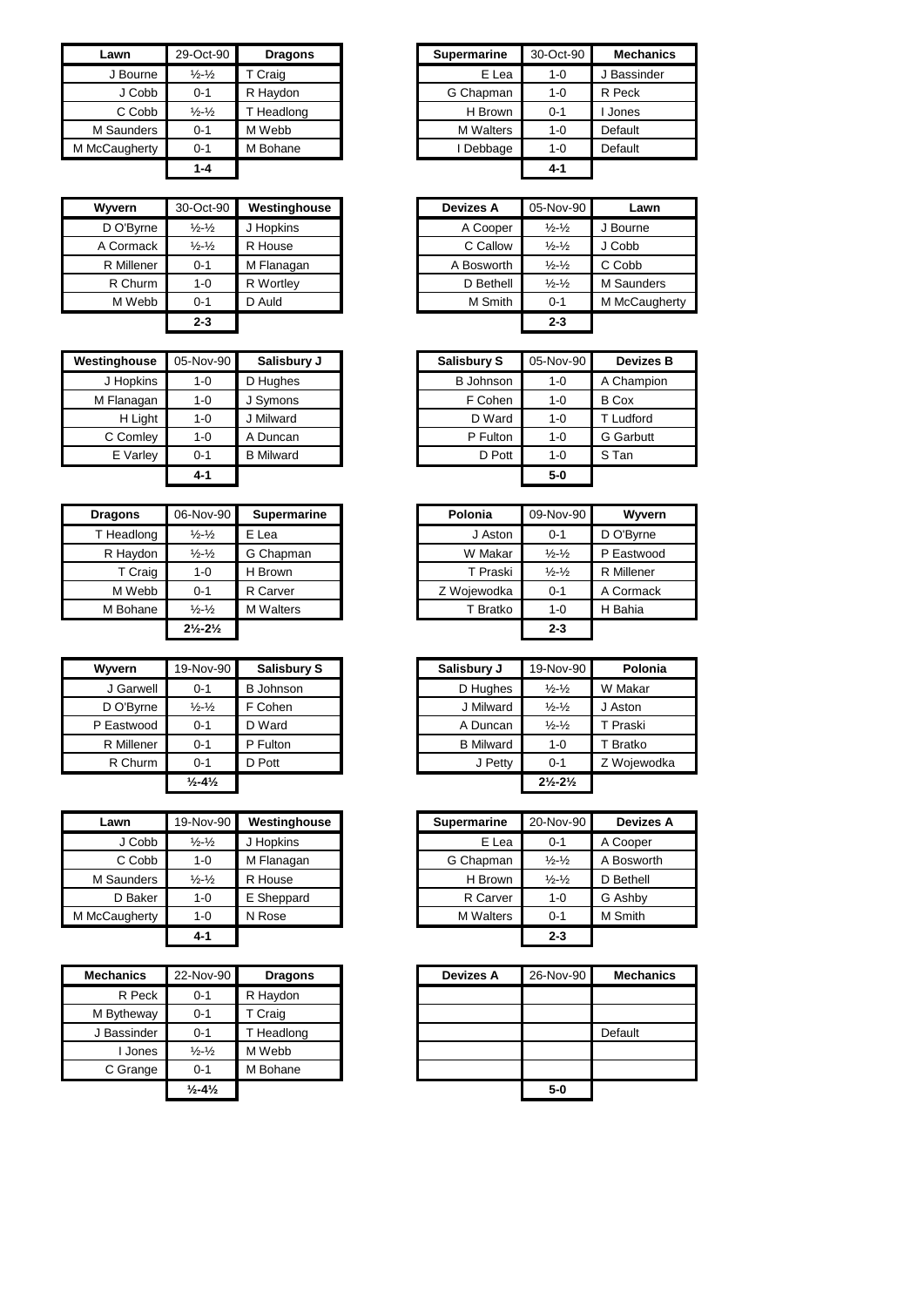| Lawn | 29-Oct-90 | Dragons |
| --- | --- | --- |
| J Bourne | ½-½ | T Craig |
| J Cobb | 0-1 | R Haydon |
| C Cobb | ½-½ | T Headlong |
| M Saunders | 0-1 | M Webb |
| M McCaugherty | 0-1 | M Bohane |
| | **1-4** | |

| Supermarine | 30-Oct-90 | Mechanics |
| --- | --- | --- |
| E Lea | 1-0 | J Bassinder |
| G Chapman | 1-0 | R Peck |
| H Brown | 0-1 | I Jones |
| M Walters | 1-0 | Default |
| I Debbage | 1-0 | Default |
| | **4-1** | |

| Wyvern | 30-Oct-90 | Westinghouse |
| --- | --- | --- |
| D O'Byrne | ½-½ | J Hopkins |
| A Cormack | ½-½ | R House |
| R Millener | 0-1 | M Flanagan |
| R Churm | 1-0 | R Wortley |
| M Webb | 0-1 | D Auld |
| | **2-3** | |

| Devizes A | 05-Nov-90 | Lawn |
| --- | --- | --- |
| A Cooper | ½-½ | J Bourne |
| C Callow | ½-½ | J Cobb |
| A Bosworth | ½-½ | C Cobb |
| D Bethell | ½-½ | M Saunders |
| M Smith | 0-1 | M McCaugherty |
| | **2-3** | |

| Westinghouse | 05-Nov-90 | Salisbury J |
| --- | --- | --- |
| J Hopkins | 1-0 | D Hughes |
| M Flanagan | 1-0 | J Symons |
| H Light | 1-0 | J Milward |
| C Comley | 1-0 | A Duncan |
| E Varley | 0-1 | B Milward |
| | **4-1** | |

| Salisbury S | 05-Nov-90 | Devizes B |
| --- | --- | --- |
| B Johnson | 1-0 | A Champion |
| F Cohen | 1-0 | B Cox |
| D Ward | 1-0 | T Ludford |
| P Fulton | 1-0 | G Garbutt |
| D Pott | 1-0 | S Tan |
| | **5-0** | |

| Dragons | 06-Nov-90 | Supermarine |
| --- | --- | --- |
| T Headlong | ½-½ | E Lea |
| R Haydon | ½-½ | G Chapman |
| T Craig | 1-0 | H Brown |
| M Webb | 0-1 | R Carver |
| M Bohane | ½-½ | M Walters |
| | **2½-2½** | |

| Polonia | 09-Nov-90 | Wyvern |
| --- | --- | --- |
| J Aston | 0-1 | D O'Byrne |
| W Makar | ½-½ | P Eastwood |
| T Praski | ½-½ | R Millener |
| Z Wojewodka | 0-1 | A Cormack |
| T Bratko | 1-0 | H Bahia |
| | **2-3** | |

| Wyvern | 19-Nov-90 | Salisbury S |
| --- | --- | --- |
| J Garwell | 0-1 | B Johnson |
| D O'Byrne | ½-½ | F Cohen |
| P Eastwood | 0-1 | D Ward |
| R Millener | 0-1 | P Fulton |
| R Churm | 0-1 | D Pott |
| | **½-4½** | |

| Salisbury J | 19-Nov-90 | Polonia |
| --- | --- | --- |
| D Hughes | ½-½ | W Makar |
| J Milward | ½-½ | J Aston |
| A Duncan | ½-½ | T Praski |
| B Milward | 1-0 | T Bratko |
| J Petty | 0-1 | Z Wojewodka |
| | **2½-2½** | |

| Lawn | 19-Nov-90 | Westinghouse |
| --- | --- | --- |
| J Cobb | ½-½ | J Hopkins |
| C Cobb | 1-0 | M Flanagan |
| M Saunders | ½-½ | R House |
| D Baker | 1-0 | E Sheppard |
| M McCaugherty | 1-0 | N Rose |
| | **4-1** | |

| Supermarine | 20-Nov-90 | Devizes A |
| --- | --- | --- |
| E Lea | 0-1 | A Cooper |
| G Chapman | ½-½ | A Bosworth |
| H Brown | ½-½ | D Bethell |
| R Carver | 1-0 | G Ashby |
| M Walters | 0-1 | M Smith |
| | **2-3** | |

| Mechanics | 22-Nov-90 | Dragons |
| --- | --- | --- |
| R Peck | 0-1 | R Haydon |
| M Bytheway | 0-1 | T Craig |
| J Bassinder | 0-1 | T Headlong |
| I Jones | ½-½ | M Webb |
| C Grange | 0-1 | M Bohane |
| | **½-4½** | |

| Devizes A | 26-Nov-90 | Mechanics |
| --- | --- | --- |
| | | |
| | | |
| | | Default |
| | | |
| | | |
| | **5-0** | |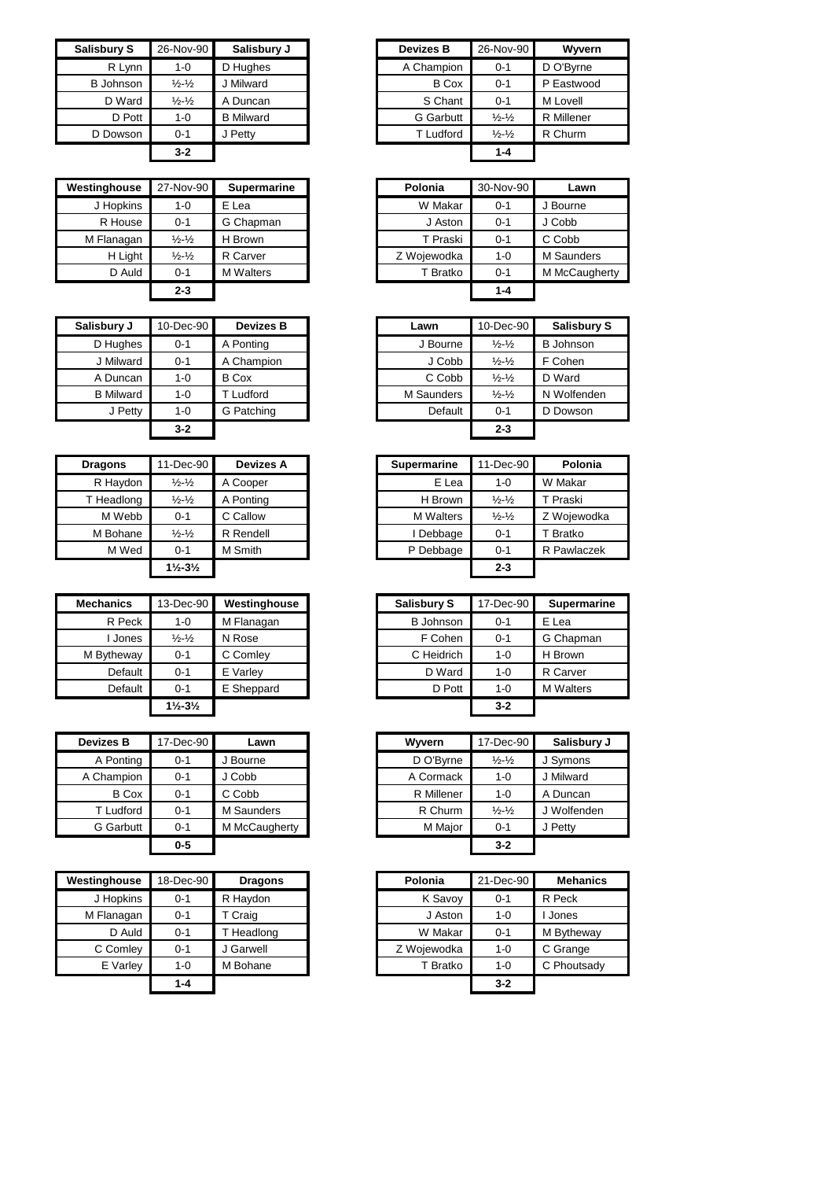| Salisbury S | 26-Nov-90 | Salisbury J |
|---|---|---|
| R Lynn | 1-0 | D Hughes |
| B Johnson | ½-½ | J Milward |
| D Ward | ½-½ | A Duncan |
| D Pott | 1-0 | B Milward |
| D Dowson | 0-1 | J Petty |
| | **3-2** | |

| Devizes B | 26-Nov-90 | Wyvern |
|---|---|---|
| A Champion | 0-1 | D O'Byrne |
| B Cox | 0-1 | P Eastwood |
| S Chant | 0-1 | M Lovell |
| G Garbutt | ½-½ | R Millener |
| T Ludford | ½-½ | R Churm |
| | **1-4** | |

| Westinghouse | 27-Nov-90 | Supermarine |
|---|---|---|
| J Hopkins | 1-0 | E Lea |
| R House | 0-1 | G Chapman |
| M Flanagan | ½-½ | H Brown |
| H Light | ½-½ | R Carver |
| D Auld | 0-1 | M Walters |
| | **2-3** | |

| Polonia | 30-Nov-90 | Lawn |
|---|---|---|
| W Makar | 0-1 | J Bourne |
| J Aston | 0-1 | J Cobb |
| T Praski | 0-1 | C Cobb |
| Z Wojewodka | 1-0 | M Saunders |
| T Bratko | 0-1 | M McCaugherty |
| | **1-4** | |

| Salisbury J | 10-Dec-90 | Devizes B |
|---|---|---|
| D Hughes | 0-1 | A Ponting |
| J Milward | 0-1 | A Champion |
| A Duncan | 1-0 | B Cox |
| B Milward | 1-0 | T Ludford |
| J Petty | 1-0 | G Patching |
| | **3-2** | |

| Lawn | 10-Dec-90 | Salisbury S |
|---|---|---|
| J Bourne | ½-½ | B Johnson |
| J Cobb | ½-½ | F Cohen |
| C Cobb | ½-½ | D Ward |
| M Saunders | ½-½ | N Wolfenden |
| Default | 0-1 | D Dowson |
| | **2-3** | |

| Dragons | 11-Dec-90 | Devizes A |
|---|---|---|
| R Haydon | ½-½ | A Cooper |
| T Headlong | ½-½ | A Ponting |
| M Webb | 0-1 | C Callow |
| M Bohane | ½-½ | R Rendell |
| M Wed | 0-1 | M Smith |
| | **1½-3½** | |

| Supermarine | 11-Dec-90 | Polonia |
|---|---|---|
| E Lea | 1-0 | W Makar |
| H Brown | ½-½ | T Praski |
| M Walters | ½-½ | Z Wojewodka |
| I Debbage | 0-1 | T Bratko |
| P Debbage | 0-1 | R Pawlaczek |
| | **2-3** | |

| Mechanics | 13-Dec-90 | Westinghouse |
|---|---|---|
| R Peck | 1-0 | M Flanagan |
| I Jones | ½-½ | N Rose |
| M Bytheway | 0-1 | C Comley |
| Default | 0-1 | E Varley |
| Default | 0-1 | E Sheppard |
| | **1½-3½** | |

| Salisbury S | 17-Dec-90 | Supermarine |
|---|---|---|
| B Johnson | 0-1 | E Lea |
| F Cohen | 0-1 | G Chapman |
| C Heidrich | 1-0 | H Brown |
| D Ward | 1-0 | R Carver |
| D Pott | 1-0 | M Walters |
| | **3-2** | |

| Devizes B | 17-Dec-90 | Lawn |
|---|---|---|
| A Ponting | 0-1 | J Bourne |
| A Champion | 0-1 | J Cobb |
| B Cox | 0-1 | C Cobb |
| T Ludford | 0-1 | M Saunders |
| G Garbutt | 0-1 | M McCaugherty |
| | **0-5** | |

| Wyvern | 17-Dec-90 | Salisbury J |
|---|---|---|
| D O'Byrne | ½-½ | J Symons |
| A Cormack | 1-0 | J Milward |
| R Millener | 1-0 | A Duncan |
| R Churm | ½-½ | J Wolfenden |
| M Major | 0-1 | J Petty |
| | **3-2** | |

| Westinghouse | 18-Dec-90 | Dragons |
|---|---|---|
| J Hopkins | 0-1 | R Haydon |
| M Flanagan | 0-1 | T Craig |
| D Auld | 0-1 | T Headlong |
| C Comley | 0-1 | J Garwell |
| E Varley | 1-0 | M Bohane |
| | **1-4** | |

| Polonia | 21-Dec-90 | Mehanics |
|---|---|---|
| K Savoy | 0-1 | R Peck |
| J Aston | 1-0 | I Jones |
| W Makar | 0-1 | M Bytheway |
| Z Wojewodka | 1-0 | C Grange |
| T Bratko | 1-0 | C Phoutsady |
| | **3-2** | |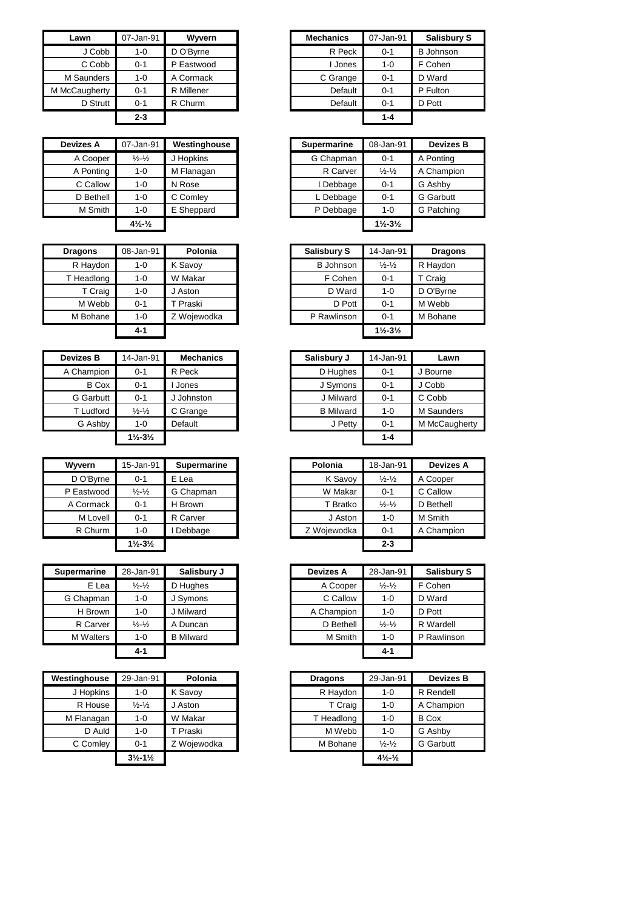| Lawn | 07-Jan-91 | Wyvern |
|---|---|---|
| J Cobb | 1-0 | D O'Byrne |
| C Cobb | 0-1 | P Eastwood |
| M Saunders | 1-0 | A Cormack |
| M McCaugherty | 0-1 | R Millener |
| D Strutt | 0-1 | R Churm |
| | **2-3** | |

| Mechanics | 07-Jan-91 | Salisbury S |
|---|---|---|
| R Peck | 0-1 | B Johnson |
| I Jones | 1-0 | F Cohen |
| C Grange | 0-1 | D Ward |
| Default | 0-1 | P Fulton |
| Default | 0-1 | D Pott |
| | **1-4** | |

| Devizes A | 07-Jan-91 | Westinghouse |
|---|---|---|
| A Cooper | ½-½ | J Hopkins |
| A Ponting | 1-0 | M Flanagan |
| C Callow | 1-0 | N Rose |
| D Bethell | 1-0 | C Comley |
| M Smith | 1-0 | E Sheppard |
| | **4½-½** | |

| Supermarine | 08-Jan-91 | Devizes B |
|---|---|---|
| G Chapman | 0-1 | A Ponting |
| R Carver | ½-½ | A Champion |
| I Debbage | 0-1 | G Ashby |
| L Debbage | 0-1 | G Garbutt |
| P Debbage | 1-0 | G Patching |
| | **1½-3½** | |

| Dragons | 08-Jan-91 | Polonia |
|---|---|---|
| R Haydon | 1-0 | K Savoy |
| T Headlong | 1-0 | W Makar |
| T Craig | 1-0 | J Aston |
| M Webb | 0-1 | T Praski |
| M Bohane | 1-0 | Z Wojewodka |
| | **4-1** | |

| Salisbury S | 14-Jan-91 | Dragons |
|---|---|---|
| B Johnson | ½-½ | R Haydon |
| F Cohen | 0-1 | T Craig |
| D Ward | 1-0 | D O'Byrne |
| D Pott | 0-1 | M Webb |
| P Rawlinson | 0-1 | M Bohane |
| | **1½-3½** | |

| Devizes B | 14-Jan-91 | Mechanics |
|---|---|---|
| A Champion | 0-1 | R Peck |
| B Cox | 0-1 | I Jones |
| G Garbutt | 0-1 | J Johnston |
| T Ludford | ½-½ | C Grange |
| G Ashby | 1-0 | Default |
| | **1½-3½** | |

| Salisbury J | 14-Jan-91 | Lawn |
|---|---|---|
| D Hughes | 0-1 | J Bourne |
| J Symons | 0-1 | J Cobb |
| J Milward | 0-1 | C Cobb |
| B Milward | 1-0 | M Saunders |
| J Petty | 0-1 | M McCaugherty |
| | **1-4** | |

| Wyvern | 15-Jan-91 | Supermarine |
|---|---|---|
| D O'Byrne | 0-1 | E Lea |
| P Eastwood | ½-½ | G Chapman |
| A Cormack | 0-1 | H Brown |
| M Lovell | 0-1 | R Carver |
| R Churm | 1-0 | I Debbage |
| | **1½-3½** | |

| Polonia | 18-Jan-91 | Devizes A |
|---|---|---|
| K Savoy | ½-½ | A Cooper |
| W Makar | 0-1 | C Callow |
| T Bratko | ½-½ | D Bethell |
| J Aston | 1-0 | M Smith |
| Z Wojewodka | 0-1 | A Champion |
| | **2-3** | |

| Supermarine | 28-Jan-91 | Salisbury J |
|---|---|---|
| E Lea | ½-½ | D Hughes |
| G Chapman | 1-0 | J Symons |
| H Brown | 1-0 | J Milward |
| R Carver | ½-½ | A Duncan |
| M Walters | 1-0 | B Milward |
| | **4-1** | |

| Devizes A | 28-Jan-91 | Salisbury S |
|---|---|---|
| A Cooper | ½-½ | F Cohen |
| C Callow | 1-0 | D Ward |
| A Champion | 1-0 | D Pott |
| D Bethell | ½-½ | R Wardell |
| M Smith | 1-0 | P Rawlinson |
| | **4-1** | |

| Westinghouse | 29-Jan-91 | Polonia |
|---|---|---|
| J Hopkins | 1-0 | K Savoy |
| R House | ½-½ | J Aston |
| M Flanagan | 1-0 | W Makar |
| D Auld | 1-0 | T Praski |
| C Comley | 0-1 | Z Wojewodka |
| | **3½-1½** | |

| Dragons | 29-Jan-91 | Devizes B |
|---|---|---|
| R Haydon | 1-0 | R Rendell |
| T Craig | 1-0 | A Champion |
| T Headlong | 1-0 | B Cox |
| M Webb | 1-0 | G Ashby |
| M Bohane | ½-½ | G Garbutt |
| | **4½-½** | |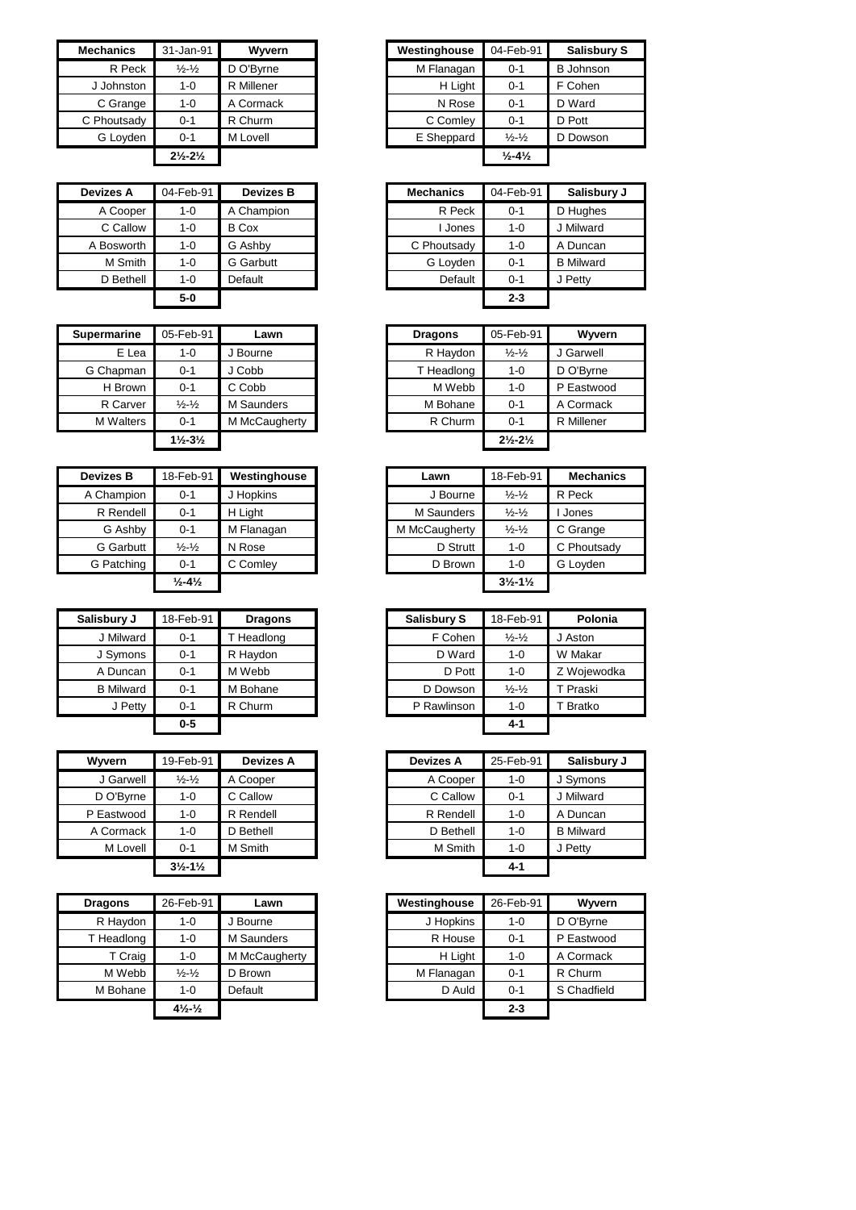| Mechanics | 31-Jan-91 | Wyvern |
|---|---|---|
| R Peck | ½-½ | D O'Byrne |
| J Johnston | 1-0 | R Millener |
| C Grange | 1-0 | A Cormack |
| C Phoutsady | 0-1 | R Churm |
| G Loyden | 0-1 | M Lovell |
| | 2½-2½ | |

| Westinghouse | 04-Feb-91 | Salisbury S |
|---|---|---|
| M Flanagan | 0-1 | B Johnson |
| H Light | 0-1 | F Cohen |
| N Rose | 0-1 | D Ward |
| C Comley | 0-1 | D Pott |
| E Sheppard | ½-½ | D Dowson |
| | ½-4½ | |

| Devizes A | 04-Feb-91 | Devizes B |
|---|---|---|
| A Cooper | 1-0 | A Champion |
| C Callow | 1-0 | B Cox |
| A Bosworth | 1-0 | G Ashby |
| M Smith | 1-0 | G Garbutt |
| D Bethell | 1-0 | Default |
| | 5-0 | |

| Mechanics | 04-Feb-91 | Salisbury J |
|---|---|---|
| R Peck | 0-1 | D Hughes |
| I Jones | 1-0 | J Milward |
| C Phoutsady | 1-0 | A Duncan |
| G Loyden | 0-1 | B Milward |
| Default | 0-1 | J Petty |
| | 2-3 | |

| Supermarine | 05-Feb-91 | Lawn |
|---|---|---|
| E Lea | 1-0 | J Bourne |
| G Chapman | 0-1 | J Cobb |
| H Brown | 0-1 | C Cobb |
| R Carver | ½-½ | M Saunders |
| M Walters | 0-1 | M McCaugherty |
| | 1½-3½ | |

| Dragons | 05-Feb-91 | Wyvern |
|---|---|---|
| R Haydon | ½-½ | J Garwell |
| T Headlong | 1-0 | D O'Byrne |
| M Webb | 1-0 | P Eastwood |
| M Bohane | 0-1 | A Cormack |
| R Churm | 0-1 | R Millener |
| | 2½-2½ | |

| Devizes B | 18-Feb-91 | Westinghouse |
|---|---|---|
| A Champion | 0-1 | J Hopkins |
| R Rendell | 0-1 | H Light |
| G Ashby | 0-1 | M Flanagan |
| G Garbutt | ½-½ | N Rose |
| G Patching | 0-1 | C Comley |
| | ½-4½ | |

| Lawn | 18-Feb-91 | Mechanics |
|---|---|---|
| J Bourne | ½-½ | R Peck |
| M Saunders | ½-½ | I Jones |
| M McCaugherty | ½-½ | C Grange |
| D Strutt | 1-0 | C Phoutsady |
| D Brown | 1-0 | G Loyden |
| | 3½-1½ | |

| Salisbury J | 18-Feb-91 | Dragons |
|---|---|---|
| J Milward | 0-1 | T Headlong |
| J Symons | 0-1 | R Haydon |
| A Duncan | 0-1 | M Webb |
| B Milward | 0-1 | M Bohane |
| J Petty | 0-1 | R Churm |
| | 0-5 | |

| Salisbury S | 18-Feb-91 | Polonia |
|---|---|---|
| F Cohen | ½-½ | J Aston |
| D Ward | 1-0 | W Makar |
| D Pott | 1-0 | Z Wojewodka |
| D Dowson | ½-½ | T Praski |
| P Rawlinson | 1-0 | T Bratko |
| | 4-1 | |

| Wyvern | 19-Feb-91 | Devizes A |
|---|---|---|
| J Garwell | ½-½ | A Cooper |
| D O'Byrne | 1-0 | C Callow |
| P Eastwood | 1-0 | R Rendell |
| A Cormack | 1-0 | D Bethell |
| M Lovell | 0-1 | M Smith |
| | 3½-1½ | |

| Devizes A | 25-Feb-91 | Salisbury J |
|---|---|---|
| A Cooper | 1-0 | J Symons |
| C Callow | 0-1 | J Milward |
| R Rendell | 1-0 | A Duncan |
| D Bethell | 1-0 | B Milward |
| M Smith | 1-0 | J Petty |
| | 4-1 | |

| Dragons | 26-Feb-91 | Lawn |
|---|---|---|
| R Haydon | 1-0 | J Bourne |
| T Headlong | 1-0 | M Saunders |
| T Craig | 1-0 | M McCaugherty |
| M Webb | ½-½ | D Brown |
| M Bohane | 1-0 | Default |
| | 4½-½ | |

| Westinghouse | 26-Feb-91 | Wyvern |
|---|---|---|
| J Hopkins | 1-0 | D O'Byrne |
| R House | 0-1 | P Eastwood |
| H Light | 1-0 | A Cormack |
| M Flanagan | 0-1 | R Churm |
| D Auld | 0-1 | S Chadfield |
| | 2-3 | |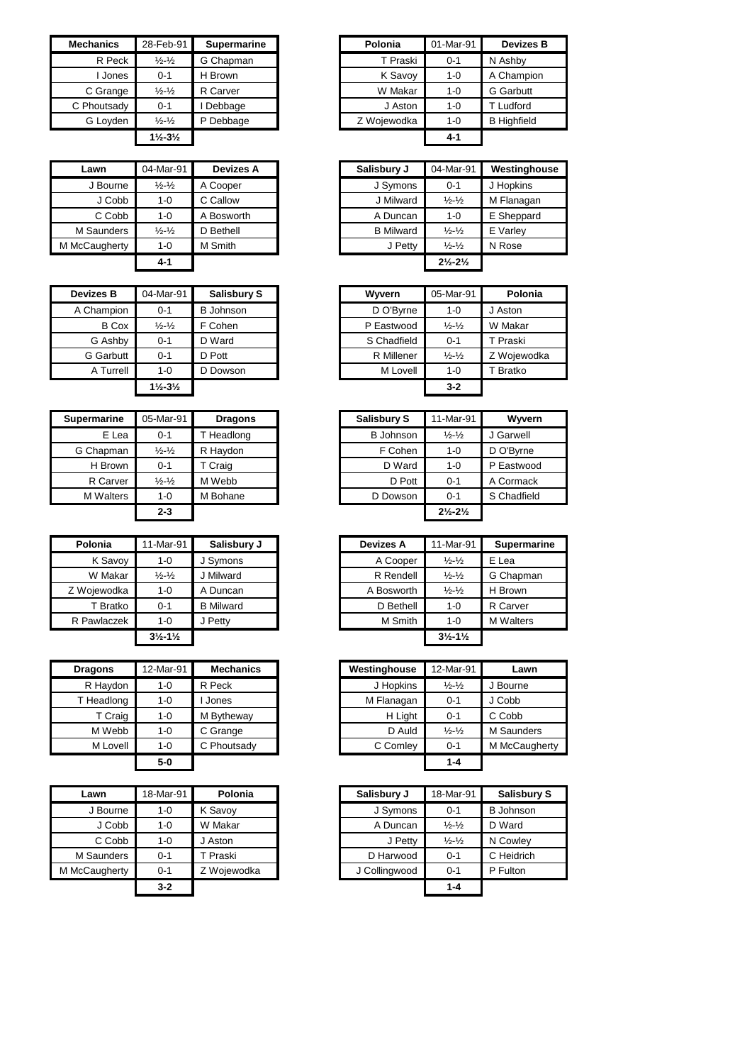| Mechanics | 28-Feb-91 | Supermarine |
|---|---|---|
| R Peck | ½-½ | G Chapman |
| I Jones | 0-1 | H Brown |
| C Grange | ½-½ | R Carver |
| C Phoutsady | 0-1 | I Debbage |
| G Loyden | ½-½ | P Debbage |
| | 1½-3½ | |

| Polonia | 01-Mar-91 | Devizes B |
|---|---|---|
| T Praski | 0-1 | N Ashby |
| K Savoy | 1-0 | A Champion |
| W Makar | 1-0 | G Garbutt |
| J Aston | 1-0 | T Ludford |
| Z Wojewodka | 1-0 | B Highfield |
| | 4-1 | |

| Lawn | 04-Mar-91 | Devizes A |
|---|---|---|
| J Bourne | ½-½ | A Cooper |
| J Cobb | 1-0 | C Callow |
| C Cobb | 1-0 | A Bosworth |
| M Saunders | ½-½ | D Bethell |
| M McCaugherty | 1-0 | M Smith |
| | 4-1 | |

| Salisbury J | 04-Mar-91 | Westinghouse |
|---|---|---|
| J Symons | 0-1 | J Hopkins |
| J Milward | ½-½ | M Flanagan |
| A Duncan | 1-0 | E Sheppard |
| B Milward | ½-½ | E Varley |
| J Petty | ½-½ | N Rose |
| | 2½-2½ | |

| Devizes B | 04-Mar-91 | Salisbury S |
|---|---|---|
| A Champion | 0-1 | B Johnson |
| B Cox | ½-½ | F Cohen |
| G Ashby | 0-1 | D Ward |
| G Garbutt | 0-1 | D Pott |
| A Turrell | 1-0 | D Dowson |
| | 1½-3½ | |

| Wyvern | 05-Mar-91 | Polonia |
|---|---|---|
| D O'Byrne | 1-0 | J Aston |
| P Eastwood | ½-½ | W Makar |
| S Chadfield | 0-1 | T Praski |
| R Millener | ½-½ | Z Wojewodka |
| M Lovell | 1-0 | T Bratko |
| | 3-2 | |

| Supermarine | 05-Mar-91 | Dragons |
|---|---|---|
| E Lea | 0-1 | T Headlong |
| G Chapman | ½-½ | R Haydon |
| H Brown | 0-1 | T Craig |
| R Carver | ½-½ | M Webb |
| M Walters | 1-0 | M Bohane |
| | 2-3 | |

| Salisbury S | 11-Mar-91 | Wyvern |
|---|---|---|
| B Johnson | ½-½ | J Garwell |
| F Cohen | 1-0 | D O'Byrne |
| D Ward | 1-0 | P Eastwood |
| D Pott | 0-1 | A Cormack |
| D Dowson | 0-1 | S Chadfield |
| | 2½-2½ | |

| Polonia | 11-Mar-91 | Salisbury J |
|---|---|---|
| K Savoy | 1-0 | J Symons |
| W Makar | ½-½ | J Milward |
| Z Wojewodka | 1-0 | A Duncan |
| T Bratko | 0-1 | B Milward |
| R Pawlaczek | 1-0 | J Petty |
| | 3½-1½ | |

| Devizes A | 11-Mar-91 | Supermarine |
|---|---|---|
| A Cooper | ½-½ | E Lea |
| R Rendell | ½-½ | G Chapman |
| A Bosworth | ½-½ | H Brown |
| D Bethell | 1-0 | R Carver |
| M Smith | 1-0 | M Walters |
| | 3½-1½ | |

| Dragons | 12-Mar-91 | Mechanics |
|---|---|---|
| R Haydon | 1-0 | R Peck |
| T Headlong | 1-0 | I Jones |
| T Craig | 1-0 | M Bytheway |
| M Webb | 1-0 | C Grange |
| M Lovell | 1-0 | C Phoutsady |
| | 5-0 | |

| Westinghouse | 12-Mar-91 | Lawn |
|---|---|---|
| J Hopkins | ½-½ | J Bourne |
| M Flanagan | 0-1 | J Cobb |
| H Light | 0-1 | C Cobb |
| D Auld | ½-½ | M Saunders |
| C Comley | 0-1 | M McCaugherty |
| | 1-4 | |

| Lawn | 18-Mar-91 | Polonia |
|---|---|---|
| J Bourne | 1-0 | K Savoy |
| J Cobb | 1-0 | W Makar |
| C Cobb | 1-0 | J Aston |
| M Saunders | 0-1 | T Praski |
| M McCaugherty | 0-1 | Z Wojewodka |
| | 3-2 | |

| Salisbury J | 18-Mar-91 | Salisbury S |
|---|---|---|
| J Symons | 0-1 | B Johnson |
| A Duncan | ½-½ | D Ward |
| J Petty | ½-½ | N Cowley |
| D Harwood | 0-1 | C Heidrich |
| J Collingwood | 0-1 | P Fulton |
| | 1-4 | |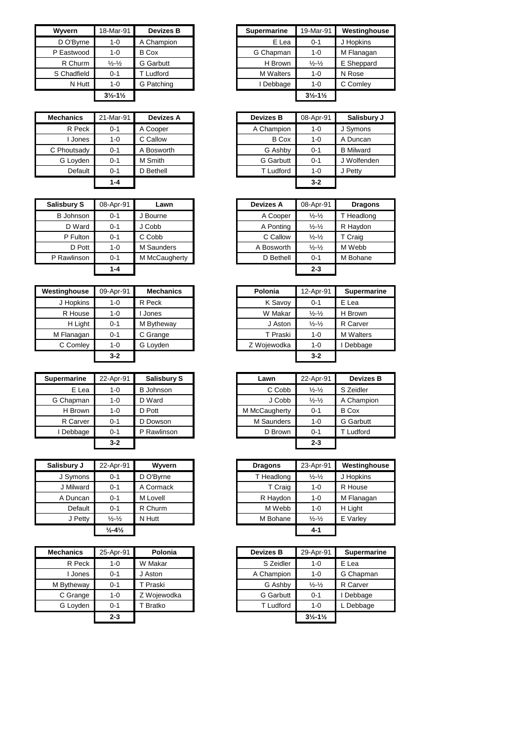| Wyvern | 18-Mar-91 | Devizes B |
|---|---|---|
| D O'Byrne | 1-0 | A Champion |
| P Eastwood | 1-0 | B Cox |
| R Churm | ½-½ | G Garbutt |
| S Chadfield | 0-1 | T Ludford |
| N Hutt | 1-0 | G Patching |
| | 3½-1½ | |

| Supermarine | 19-Mar-91 | Westinghouse |
|---|---|---|
| E Lea | 0-1 | J Hopkins |
| G Chapman | 1-0 | M Flanagan |
| H Brown | ½-½ | E Sheppard |
| M Walters | 1-0 | N Rose |
| I Debbage | 1-0 | C Comley |
| | 3½-1½ | |

| Mechanics | 21-Mar-91 | Devizes A |
|---|---|---|
| R Peck | 0-1 | A Cooper |
| I Jones | 1-0 | C Callow |
| C Phoutsady | 0-1 | A Bosworth |
| G Loyden | 0-1 | M Smith |
| Default | 0-1 | D Bethell |
| | 1-4 | |

| Devizes B | 08-Apr-91 | Salisbury J |
|---|---|---|
| A Champion | 1-0 | J Symons |
| B Cox | 1-0 | A Duncan |
| G Ashby | 0-1 | B Milward |
| G Garbutt | 0-1 | J Wolfenden |
| T Ludford | 1-0 | J Petty |
| | 3-2 | |

| Salisbury S | 08-Apr-91 | Lawn |
|---|---|---|
| B Johnson | 0-1 | J Bourne |
| D Ward | 0-1 | J Cobb |
| P Fulton | 0-1 | C Cobb |
| D Pott | 1-0 | M Saunders |
| P Rawlinson | 0-1 | M McCaugherty |
| | 1-4 | |

| Devizes A | 08-Apr-91 | Dragons |
|---|---|---|
| A Cooper | ½-½ | T Headlong |
| A Ponting | ½-½ | R Haydon |
| C Callow | ½-½ | T Craig |
| A Bosworth | ½-½ | M Webb |
| D Bethell | 0-1 | M Bohane |
| | 2-3 | |

| Westinghouse | 09-Apr-91 | Mechanics |
|---|---|---|
| J Hopkins | 1-0 | R Peck |
| R House | 1-0 | I Jones |
| H Light | 0-1 | M Bytheway |
| M Flanagan | 0-1 | C Grange |
| C Comley | 1-0 | G Loyden |
| | 3-2 | |

| Polonia | 12-Apr-91 | Supermarine |
|---|---|---|
| K Savoy | 0-1 | E Lea |
| W Makar | ½-½ | H Brown |
| J Aston | ½-½ | R Carver |
| T Praski | 1-0 | M Walters |
| Z Wojewodka | 1-0 | I Debbage |
| | 3-2 | |

| Supermarine | 22-Apr-91 | Salisbury S |
|---|---|---|
| E Lea | 1-0 | B Johnson |
| G Chapman | 1-0 | D Ward |
| H Brown | 1-0 | D Pott |
| R Carver | 0-1 | D Dowson |
| I Debbage | 0-1 | P Rawlinson |
| | 3-2 | |

| Lawn | 22-Apr-91 | Devizes B |
|---|---|---|
| C Cobb | ½-½ | S Zeidler |
| J Cobb | ½-½ | A Champion |
| M McCaugherty | 0-1 | B Cox |
| M Saunders | 1-0 | G Garbutt |
| D Brown | 0-1 | T Ludford |
| | 2-3 | |

| Salisbury J | 22-Apr-91 | Wyvern |
|---|---|---|
| J Symons | 0-1 | D O'Byrne |
| J Milward | 0-1 | A Cormack |
| A Duncan | 0-1 | M Lovell |
| Default | 0-1 | R Churm |
| J Petty | ½-½ | N Hutt |
| | ½-4½ | |

| Dragons | 23-Apr-91 | Westinghouse |
|---|---|---|
| T Headlong | ½-½ | J Hopkins |
| T Craig | 1-0 | R House |
| R Haydon | 1-0 | M Flanagan |
| M Webb | 1-0 | H Light |
| M Bohane | ½-½ | E Varley |
| | 4-1 | |

| Mechanics | 25-Apr-91 | Polonia |
|---|---|---|
| R Peck | 1-0 | W Makar |
| I Jones | 0-1 | J Aston |
| M Bytheway | 0-1 | T Praski |
| C Grange | 1-0 | Z Wojewodka |
| G Loyden | 0-1 | T Bratko |
| | 2-3 | |

| Devizes B | 29-Apr-91 | Supermarine |
|---|---|---|
| S Zeidler | 1-0 | E Lea |
| A Champion | 1-0 | G Chapman |
| G Ashby | ½-½ | R Carver |
| G Garbutt | 0-1 | I Debbage |
| T Ludford | 1-0 | L Debbage |
| | 3½-1½ | |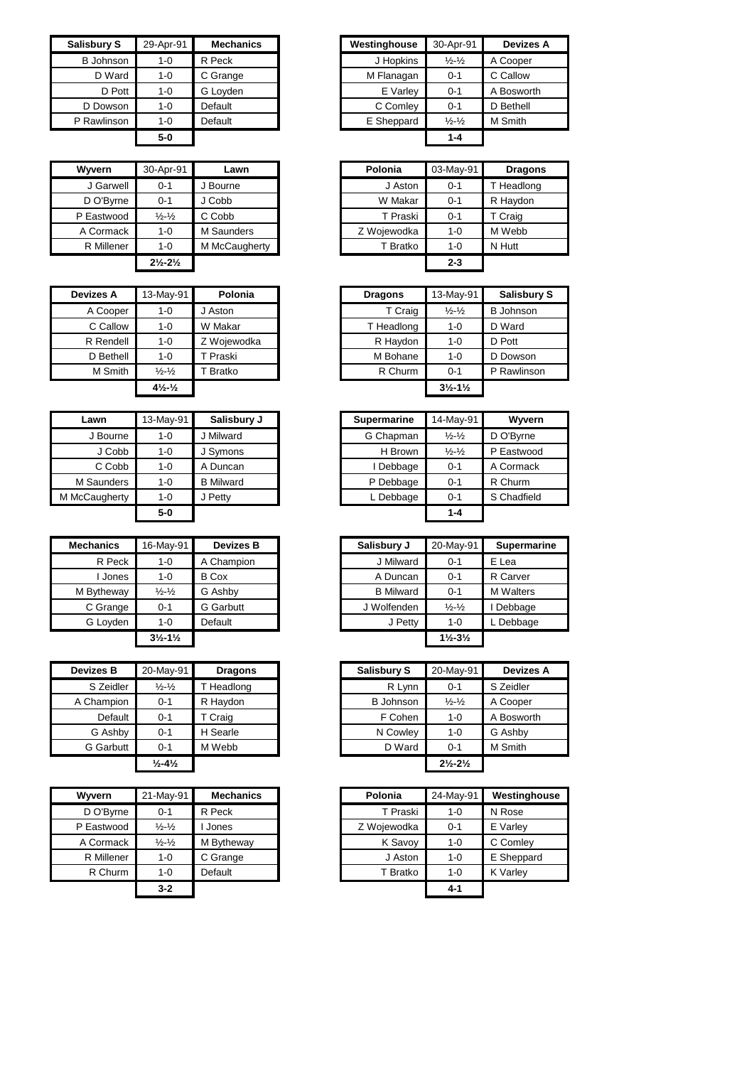| Salisbury S | 29-Apr-91 | Mechanics |
|---|---|---|
| B Johnson | 1-0 | R Peck |
| D Ward | 1-0 | C Grange |
| D Pott | 1-0 | G Loyden |
| D Dowson | 1-0 | Default |
| P Rawlinson | 1-0 | Default |
| | 5-0 | |

| Westinghouse | 30-Apr-91 | Devizes A |
|---|---|---|
| J Hopkins | ½-½ | A Cooper |
| M Flanagan | 0-1 | C Callow |
| E Varley | 0-1 | A Bosworth |
| C Comley | 0-1 | D Bethell |
| E Sheppard | ½-½ | M Smith |
| | 1-4 | |

| Wyvern | 30-Apr-91 | Lawn |
|---|---|---|
| J Garwell | 0-1 | J Bourne |
| D O'Byrne | 0-1 | J Cobb |
| P Eastwood | ½-½ | C Cobb |
| A Cormack | 1-0 | M Saunders |
| R Millener | 1-0 | M McCaugherty |
| | 2½-2½ | |

| Polonia | 03-May-91 | Dragons |
|---|---|---|
| J Aston | 0-1 | T Headlong |
| W Makar | 0-1 | R Haydon |
| T Praski | 0-1 | T Craig |
| Z Wojewodka | 1-0 | M Webb |
| T Bratko | 1-0 | N Hutt |
| | 2-3 | |

| Devizes A | 13-May-91 | Polonia |
|---|---|---|
| A Cooper | 1-0 | J Aston |
| C Callow | 1-0 | W Makar |
| R Rendell | 1-0 | Z Wojewodka |
| D Bethell | 1-0 | T Praski |
| M Smith | ½-½ | T Bratko |
| | 4½-½ | |

| Dragons | 13-May-91 | Salisbury S |
|---|---|---|
| T Craig | ½-½ | B Johnson |
| T Headlong | 1-0 | D Ward |
| R Haydon | 1-0 | D Pott |
| M Bohane | 1-0 | D Dowson |
| R Churm | 0-1 | P Rawlinson |
| | 3½-1½ | |

| Lawn | 13-May-91 | Salisbury J |
|---|---|---|
| J Bourne | 1-0 | J Milward |
| J Cobb | 1-0 | J Symons |
| C Cobb | 1-0 | A Duncan |
| M Saunders | 1-0 | B Milward |
| M McCaugherty | 1-0 | J Petty |
| | 5-0 | |

| Supermarine | 14-May-91 | Wyvern |
|---|---|---|
| G Chapman | ½-½ | D O'Byrne |
| H Brown | ½-½ | P Eastwood |
| I Debbage | 0-1 | A Cormack |
| P Debbage | 0-1 | R Churm |
| L Debbage | 0-1 | S Chadfield |
| | 1-4 | |

| Mechanics | 16-May-91 | Devizes B |
|---|---|---|
| R Peck | 1-0 | A Champion |
| I Jones | 1-0 | B Cox |
| M Bytheway | ½-½ | G Ashby |
| C Grange | 0-1 | G Garbutt |
| G Loyden | 1-0 | Default |
| | 3½-1½ | |

| Salisbury J | 20-May-91 | Supermarine |
|---|---|---|
| J Milward | 0-1 | E Lea |
| A Duncan | 0-1 | R Carver |
| B Milward | 0-1 | M Walters |
| J Wolfenden | ½-½ | I Debbage |
| J Petty | 1-0 | L Debbage |
| | 1½-3½ | |

| Devizes B | 20-May-91 | Dragons |
|---|---|---|
| S Zeidler | ½-½ | T Headlong |
| A Champion | 0-1 | R Haydon |
| Default | 0-1 | T Craig |
| G Ashby | 0-1 | H Searle |
| G Garbutt | 0-1 | M Webb |
| | ½-4½ | |

| Salisbury S | 20-May-91 | Devizes A |
|---|---|---|
| R Lynn | 0-1 | S Zeidler |
| B Johnson | ½-½ | A Cooper |
| F Cohen | 1-0 | A Bosworth |
| N Cowley | 1-0 | G Ashby |
| D Ward | 0-1 | M Smith |
| | 2½-2½ | |

| Wyvern | 21-May-91 | Mechanics |
|---|---|---|
| D O'Byrne | 0-1 | R Peck |
| P Eastwood | ½-½ | I Jones |
| A Cormack | ½-½ | M Bytheway |
| R Millener | 1-0 | C Grange |
| R Churm | 1-0 | Default |
| | 3-2 | |

| Polonia | 24-May-91 | Westinghouse |
|---|---|---|
| T Praski | 1-0 | N Rose |
| Z Wojewodka | 0-1 | E Varley |
| K Savoy | 1-0 | C Comley |
| J Aston | 1-0 | E Sheppard |
| T Bratko | 1-0 | K Varley |
| | 4-1 | |